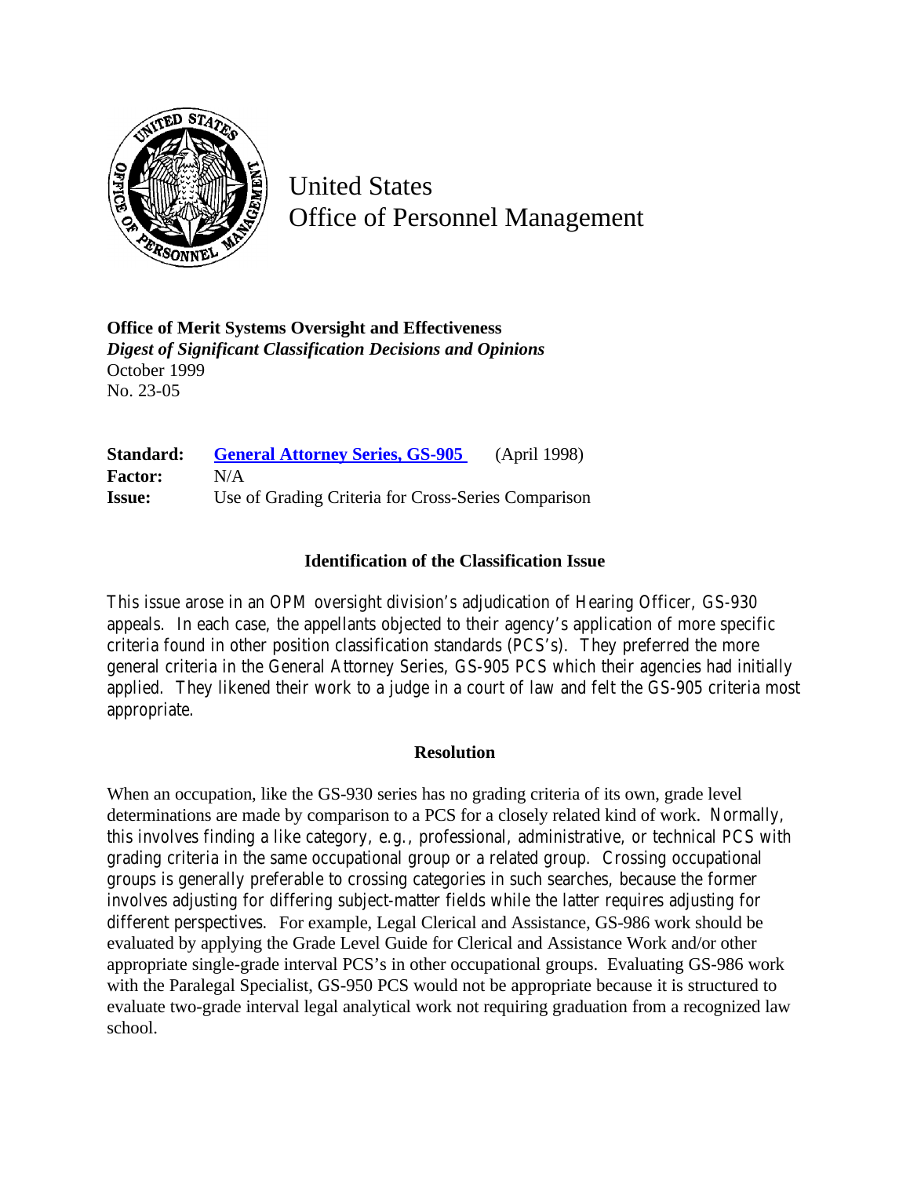United States
Office of Personnel Management

**Office of Merit Systems Oversight and Effectiveness**
***Digest of Significant Classification Decisions and Opinions***
October 1999
No. 23-05

| | |
|---|---|
| **Standard:** | **General Attorney Series, GS-905** (April 1998) |
| **Factor:** | N/A |
| **Issue:** | Use of Grading Criteria for Cross-Series Comparison |

### Identification of the Classification Issue

This issue arose in an OPM oversight division's adjudication of Hearing Officer, GS-930 appeals. In each case, the appellants objected to their agency's application of more specific criteria found in other position classification standards (PCS's). They preferred the more general criteria in the General Attorney Series, GS-905 PCS which their agencies had initially applied. They likened their work to a judge in a court of law and felt the GS-905 criteria most appropriate.

### Resolution

When an occupation, like the GS-930 series has no grading criteria of its own, grade level determinations are made by comparison to a PCS for a closely related kind of work. Normally, this involves finding a like category, e.g., professional, administrative, or technical PCS with grading criteria in the same occupational group or a related group. Crossing occupational groups is generally preferable to crossing categories in such searches, because the former involves adjusting for differing subject-matter fields while the latter requires adjusting for different perspectives. For example, Legal Clerical and Assistance, GS-986 work should be evaluated by applying the Grade Level Guide for Clerical and Assistance Work and/or other appropriate single-grade interval PCS's in other occupational groups. Evaluating GS-986 work with the Paralegal Specialist, GS-950 PCS would not be appropriate because it is structured to evaluate two-grade interval legal analytical work not requiring graduation from a recognized law school.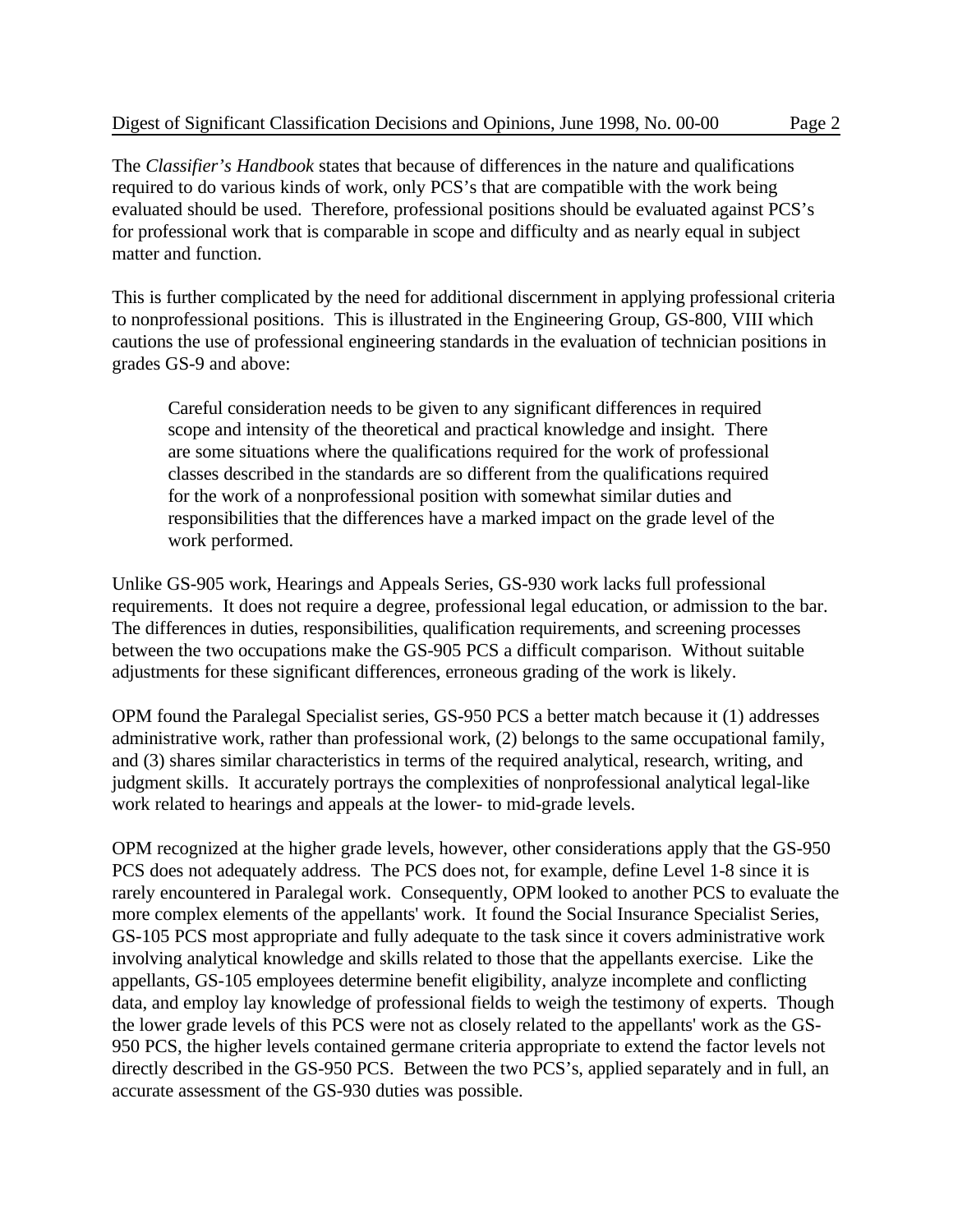The *Classifier's Handbook* states that because of differences in the nature and qualifications required to do various kinds of work, only PCS's that are compatible with the work being evaluated should be used. Therefore, professional positions should be evaluated against PCS's for professional work that is comparable in scope and difficulty and as nearly equal in subject matter and function.

This is further complicated by the need for additional discernment in applying professional criteria to nonprofessional positions. This is illustrated in the Engineering Group, GS-800, VIII which cautions the use of professional engineering standards in the evaluation of technician positions in grades GS-9 and above:

> Careful consideration needs to be given to any significant differences in required scope and intensity of the theoretical and practical knowledge and insight. There are some situations where the qualifications required for the work of professional classes described in the standards are so different from the qualifications required for the work of a nonprofessional position with somewhat similar duties and responsibilities that the differences have a marked impact on the grade level of the work performed.

Unlike GS-905 work, Hearings and Appeals Series, GS-930 work lacks full professional requirements. It does not require a degree, professional legal education, or admission to the bar. The differences in duties, responsibilities, qualification requirements, and screening processes between the two occupations make the GS-905 PCS a difficult comparison. Without suitable adjustments for these significant differences, erroneous grading of the work is likely.

OPM found the Paralegal Specialist series, GS-950 PCS a better match because it (1) addresses administrative work, rather than professional work, (2) belongs to the same occupational family, and (3) shares similar characteristics in terms of the required analytical, research, writing, and judgment skills. It accurately portrays the complexities of nonprofessional analytical legal-like work related to hearings and appeals at the lower- to mid-grade levels.

OPM recognized at the higher grade levels, however, other considerations apply that the GS-950 PCS does not adequately address. The PCS does not, for example, define Level 1-8 since it is rarely encountered in Paralegal work. Consequently, OPM looked to another PCS to evaluate the more complex elements of the appellants' work. It found the Social Insurance Specialist Series, GS-105 PCS most appropriate and fully adequate to the task since it covers administrative work involving analytical knowledge and skills related to those that the appellants exercise. Like the appellants, GS-105 employees determine benefit eligibility, analyze incomplete and conflicting data, and employ lay knowledge of professional fields to weigh the testimony of experts. Though the lower grade levels of this PCS were not as closely related to the appellants' work as the GS-950 PCS, the higher levels contained germane criteria appropriate to extend the factor levels not directly described in the GS-950 PCS. Between the two PCS's, applied separately and in full, an accurate assessment of the GS-930 duties was possible.